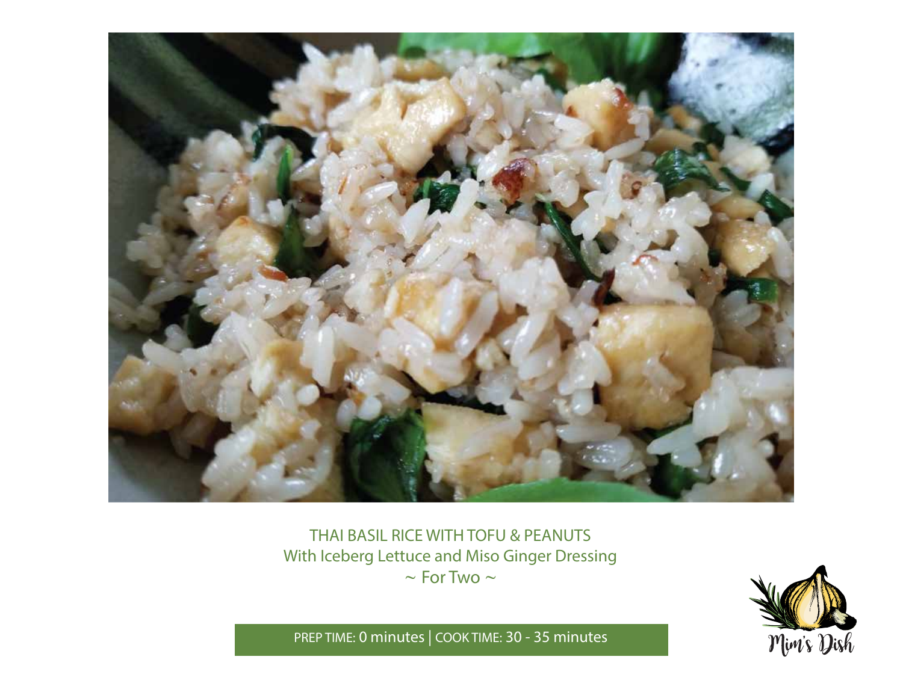# THAI BASIL RICE WITH TOFU & PEANUTS

## With Iceberg Lettuce and Miso Ginger Dressing

~ For Two ~

PREP TIME: 0 minutes | COOK TIME: 30 - 35 minutes

Mim's Dish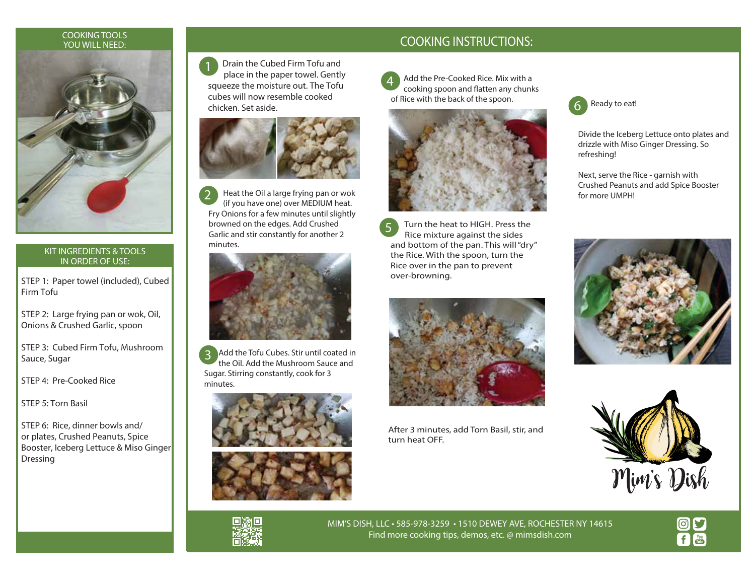## COOKING TOOLS YOU WILL NEED:

## KIT INGREDIENTS & TOOLS IN ORDER OF USE:

STEP 1: Paper towel (included), Cubed Firm Tofu

STEP 2: Large frying pan or wok, Oil, Onions & Crushed Garlic, spoon

STEP 3: Cubed Firm Tofu, Mushroom Sauce, Sugar

STEP 4: Pre-Cooked Rice

STEP 5: Torn Basil

STEP 6: Rice, dinner bowls and/ or plates, Crushed Peanuts, Spice Booster, Iceberg Lettuce & Miso Ginger Dressing

# COOKING INSTRUCTIONS:

1. Drain the Cubed Firm Tofu and place in the paper towel. Gently squeeze the moisture out. The Tofu cubes will now resemble cooked chicken. Set aside.

2. Heat the Oil a large frying pan or wok (if you have one) over MEDIUM heat. Fry Onions for a few minutes until slightly browned on the edges. Add Crushed Garlic and stir constantly for another 2 minutes.

3. Add the Tofu Cubes. Stir until coated in the Oil. Add the Mushroom Sauce and Sugar. Stirring constantly, cook for 3 minutes.

4. Add the Pre-Cooked Rice. Mix with a cooking spoon and flatten any chunks of Rice with the back of the spoon.

5. Turn the heat to HIGH. Press the Rice mixture against the sides and bottom of the pan. This will "dry" the Rice. With the spoon, turn the Rice over in the pan to prevent over-browning.

   After 3 minutes, add Torn Basil, stir, and turn heat OFF.

6. Ready to eat!

   Divide the Iceberg Lettuce onto plates and drizzle with Miso Ginger Dressing. So refreshing!

   Next, serve the Rice - garnish with Crushed Peanuts and add Spice Booster for more UMPH!

Mim's Dish

MIM'S DISH, LLC • 585-978-3259 • 1510 DEWEY AVE, ROCHESTER NY 14615
Find more cooking tips, demos, etc. @ mimsdish.com